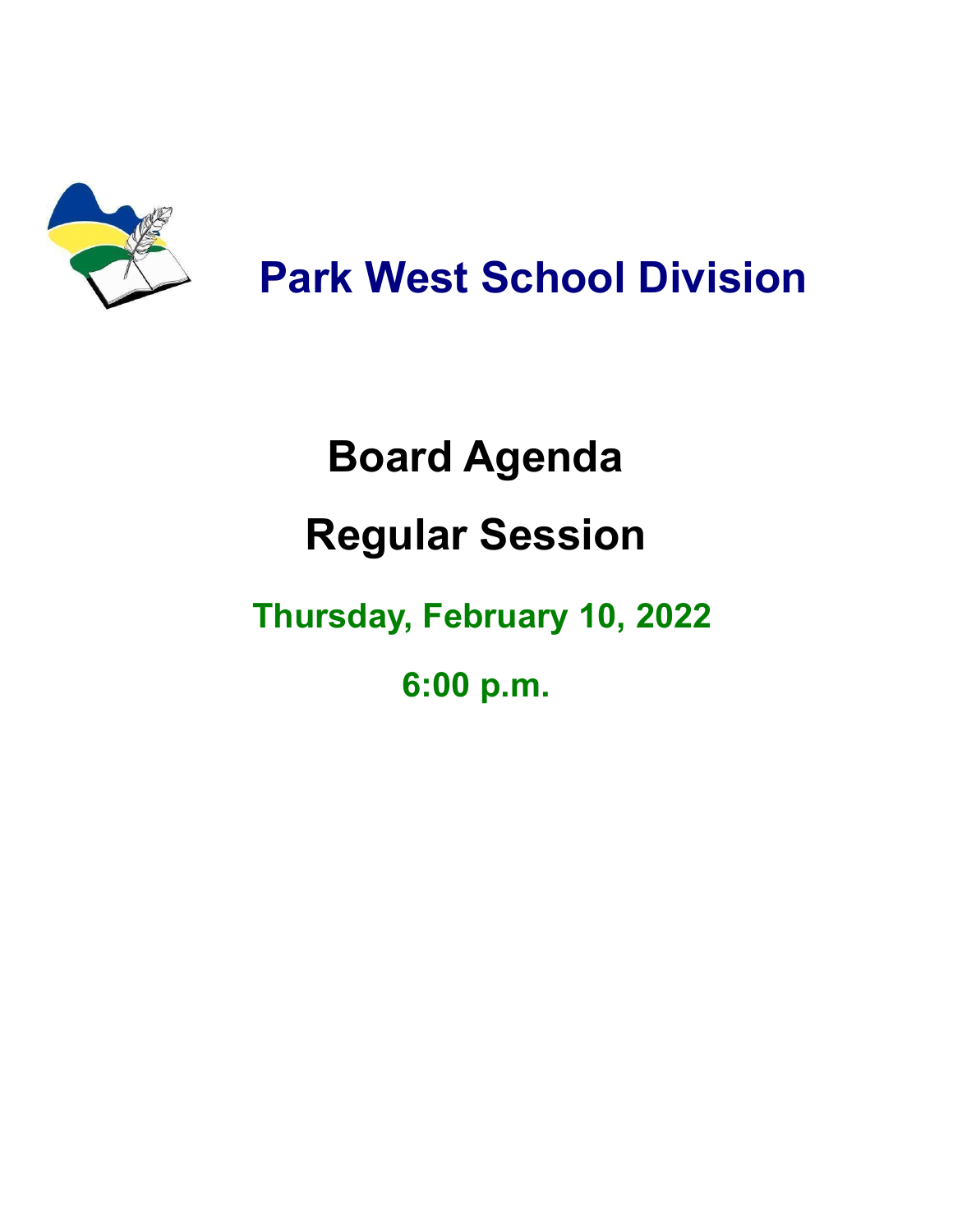# Park West School Division

# Board Agenda

# Regular Session

## Thursday, February 10, 2022

## 6:00 p.m.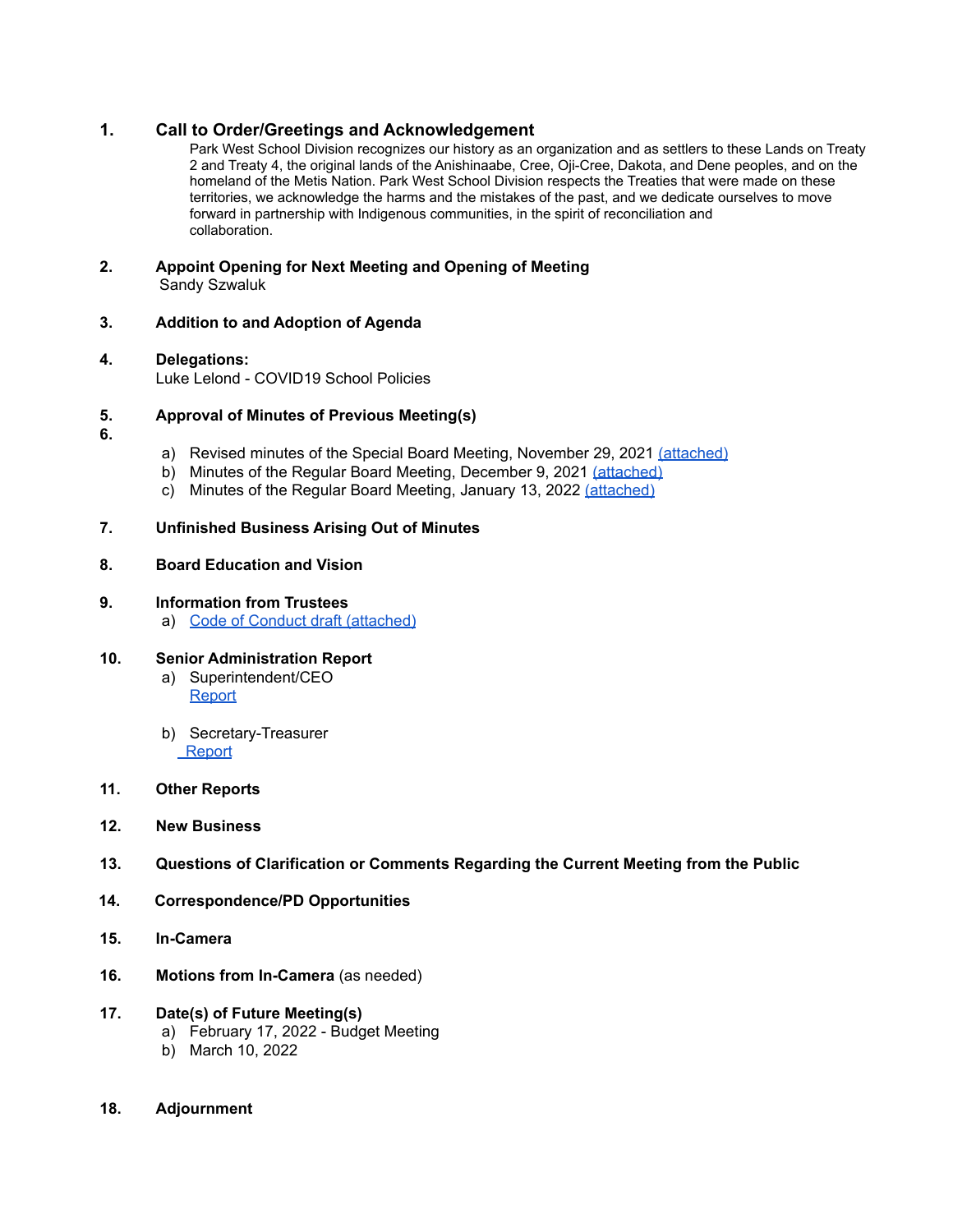1. **Call to Order/Greetings and Acknowledgement**

   Park West School Division recognizes our history as an organization and as settlers to these Lands on Treaty 2 and Treaty 4, the original lands of the Anishinaabe, Cree, Oji-Cree, Dakota, and Dene peoples, and on the homeland of the Metis Nation. Park West School Division respects the Treaties that were made on these territories, we acknowledge the harms and the mistakes of the past, and we dedicate ourselves to move forward in partnership with Indigenous communities, in the spirit of reconciliation and collaboration.

2. **Appoint Opening for Next Meeting and Opening of Meeting**

   Sandy Szwaluk

3. **Addition to and Adoption of Agenda**

4. **Delegations:**

   Luke Lelond - COVID19 School Policies

5. **Approval of Minutes of Previous Meeting(s)**

6. 
   a) Revised minutes of the Special Board Meeting, November 29, 2021 (attached)
   b) Minutes of the Regular Board Meeting, December 9, 2021 (attached)
   c) Minutes of the Regular Board Meeting, January 13, 2022 (attached)

7. **Unfinished Business Arising Out of Minutes**

8. **Board Education and Vision**

9. **Information from Trustees**
   a) Code of Conduct draft (attached)

10. **Senior Administration Report**
    a) Superintendent/CEO
       Report

    b) Secretary-Treasurer
       Report

11. **Other Reports**

12. **New Business**

13. **Questions of Clarification or Comments Regarding the Current Meeting from the Public**

14. **Correspondence/PD Opportunities**

15. **In-Camera**

16. **Motions from In-Camera** (as needed)

17. **Date(s) of Future Meeting(s)**
    a) February 17, 2022 - Budget Meeting
    b) March 10, 2022

18. **Adjournment**